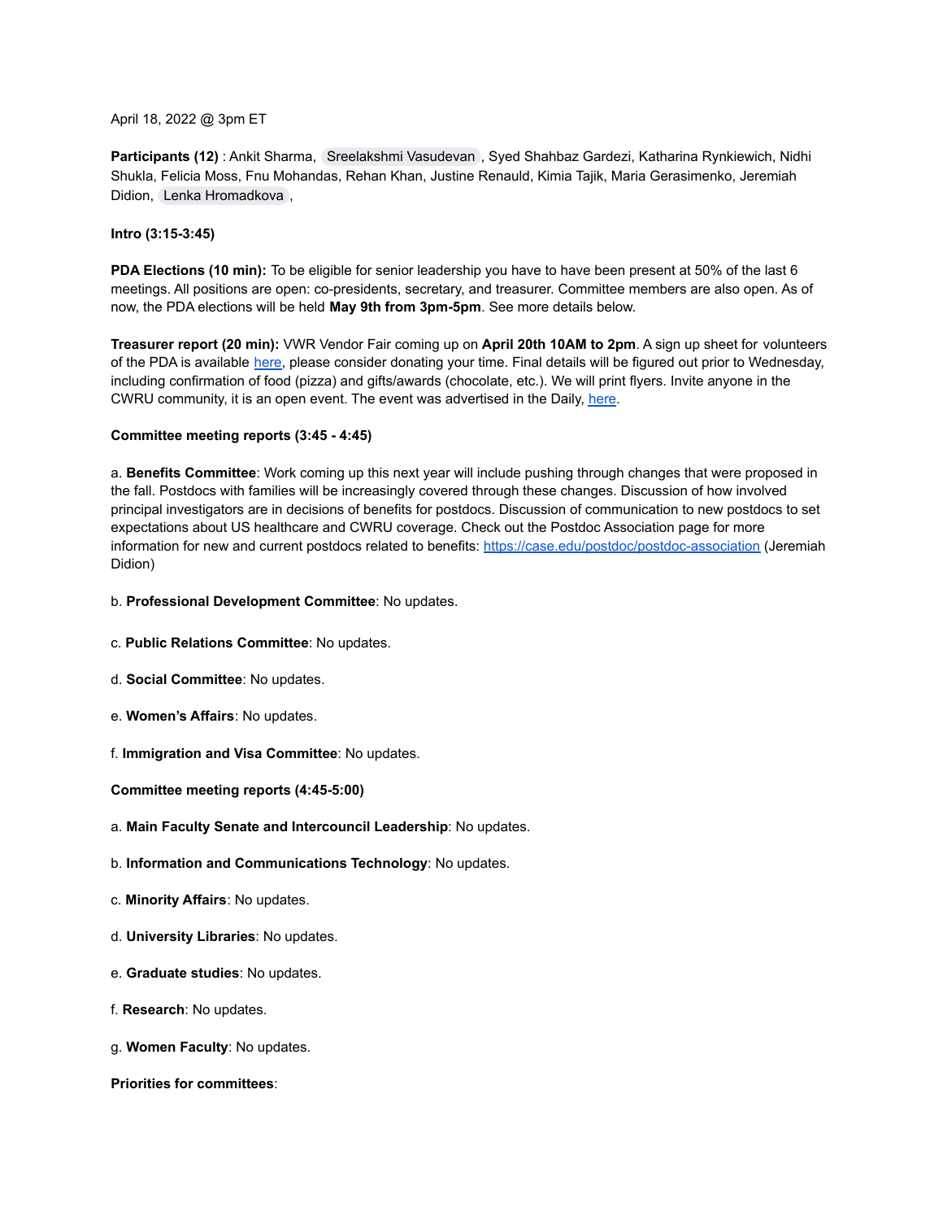April 18, 2022 @ 3pm ET

**Participants (12)** : Ankit Sharma, Sreelakshmi Vasudevan , Syed Shahbaz Gardezi, Katharina Rynkiewich, Nidhi Shukla, Felicia Moss, Fnu Mohandas, Rehan Khan, Justine Renauld, Kimia Tajik, Maria Gerasimenko, Jeremiah Didion, Lenka Hromadkova ,

**Intro (3:15-3:45)**

**PDA Elections (10 min):** To be eligible for senior leadership you have to have been present at 50% of the last 6 meetings. All positions are open: co-presidents, secretary, and treasurer. Committee members are also open. As of now, the PDA elections will be held **May 9th from 3pm-5pm**. See more details below.

**Treasurer report (20 min):** VWR Vendor Fair coming up on **April 20th 10AM to 2pm**. A sign up sheet for volunteers of the PDA is available here, please consider donating your time. Final details will be figured out prior to Wednesday, including confirmation of food (pizza) and gifts/awards (chocolate, etc.). We will print flyers. Invite anyone in the CWRU community, it is an open event. The event was advertised in the Daily, here.

**Committee meeting reports (3:45 - 4:45)**

a. **Benefits Committee**: Work coming up this next year will include pushing through changes that were proposed in the fall. Postdocs with families will be increasingly covered through these changes. Discussion of how involved principal investigators are in decisions of benefits for postdocs. Discussion of communication to new postdocs to set expectations about US healthcare and CWRU coverage. Check out the Postdoc Association page for more information for new and current postdocs related to benefits: https://case.edu/postdoc/postdoc-association (Jeremiah Didion)

b. **Professional Development Committee**: No updates.

c. **Public Relations Committee**: No updates.

d. **Social Committee**: No updates.

e. **Women's Affairs**: No updates.

f. **Immigration and Visa Committee**: No updates.

**Committee meeting reports (4:45-5:00)**

a. **Main Faculty Senate and Intercouncil Leadership**: No updates.

b. **Information and Communications Technology**: No updates.

c. **Minority Affairs**: No updates.

d. **University Libraries**: No updates.

e. **Graduate studies**: No updates.

f. **Research**: No updates.

g. **Women Faculty**: No updates.

**Priorities for committees**: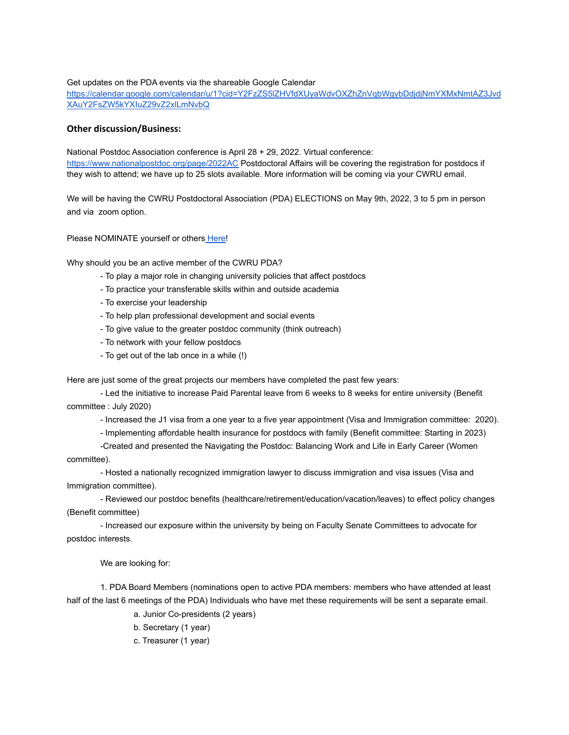Get updates on the PDA events via the shareable Google Calendar
[https://calendar.google.com/calendar/u/1?cid=Y2FzZS5lZHVfdXUyaWdvOXZhZnVqbWgybDdjdjNmYXMxNmtAZ3JvdXAuY2FsZW5kYXIuZ29vZ2xlLmNvbQ](https://calendar.google.com/calendar/u/1?cid=Y2FzZS5lZHVfdXUyaWdvOXZhZnVqbWgybDdjdjNmYXMxNmtAZ3JvdXAuY2FsZW5kYXIuZ29vZ2xlLmNvbQ)

### Other discussion/Business:

National Postdoc Association conference is April 28 + 29, 2022. Virtual conference: [https://www.nationalpostdoc.org/page/2022AC](https://www.nationalpostdoc.org/page/2022AC) Postdoctoral Affairs will be covering the registration for postdocs if they wish to attend; we have up to 25 slots available. More information will be coming via your CWRU email.

We will be having the CWRU Postdoctoral Association (PDA) ELECTIONS on May 9th, 2022, 3 to 5 pm in person and via zoom option.

Please NOMINATE yourself or others Here!

Why should you be an active member of the CWRU PDA?

- To play a major role in changing university policies that affect postdocs
- To practice your transferable skills within and outside academia
- To exercise your leadership
- To help plan professional development and social events
- To give value to the greater postdoc community (think outreach)
- To network with your fellow postdocs
- To get out of the lab once in a while (!)

Here are just some of the great projects our members have completed the past few years:

- Led the initiative to increase Paid Parental leave from 6 weeks to 8 weeks for entire university (Benefit committee : July 2020)
- Increased the J1 visa from a one year to a five year appointment (Visa and Immigration committee: 2020).
- Implementing affordable health insurance for postdocs with family (Benefit committee: Starting in 2023)
- Created and presented the Navigating the Postdoc: Balancing Work and Life in Early Career (Women committee).
- Hosted a nationally recognized immigration lawyer to discuss immigration and visa issues (Visa and Immigration committee).
- Reviewed our postdoc benefits (healthcare/retirement/education/vacation/leaves) to effect policy changes (Benefit committee)
- Increased our exposure within the university by being on Faculty Senate Committees to advocate for postdoc interests.

We are looking for:

1. PDA Board Members (nominations open to active PDA members: members who have attended at least half of the last 6 meetings of the PDA) Individuals who have met these requirements will be sent a separate email.
   a. Junior Co-presidents (2 years)
   b. Secretary (1 year)
   c. Treasurer (1 year)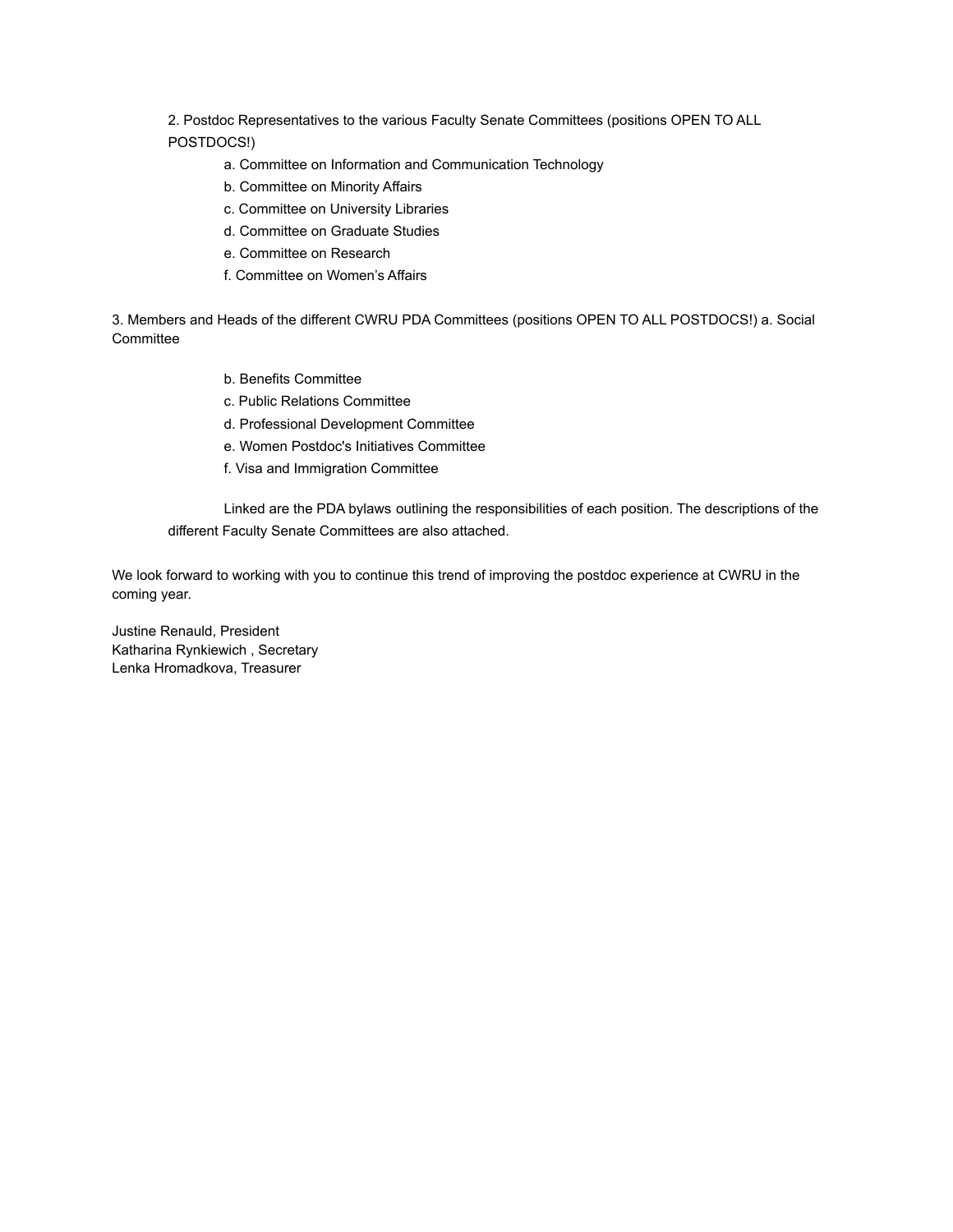2. Postdoc Representatives to the various Faculty Senate Committees (positions OPEN TO ALL POSTDOCS!)

   a. Committee on Information and Communication Technology
   b. Committee on Minority Affairs
   c. Committee on University Libraries
   d. Committee on Graduate Studies
   e. Committee on Research
   f. Committee on Women's Affairs

3. Members and Heads of the different CWRU PDA Committees (positions OPEN TO ALL POSTDOCS!) a. Social Committee

   b. Benefits Committee
   c. Public Relations Committee
   d. Professional Development Committee
   e. Women Postdoc's Initiatives Committee
   f. Visa and Immigration Committee

Linked are the PDA bylaws outlining the responsibilities of each position. The descriptions of the different Faculty Senate Committees are also attached.

We look forward to working with you to continue this trend of improving the postdoc experience at CWRU in the coming year.

Justine Renauld, President
Katharina Rynkiewich , Secretary
Lenka Hromadkova, Treasurer